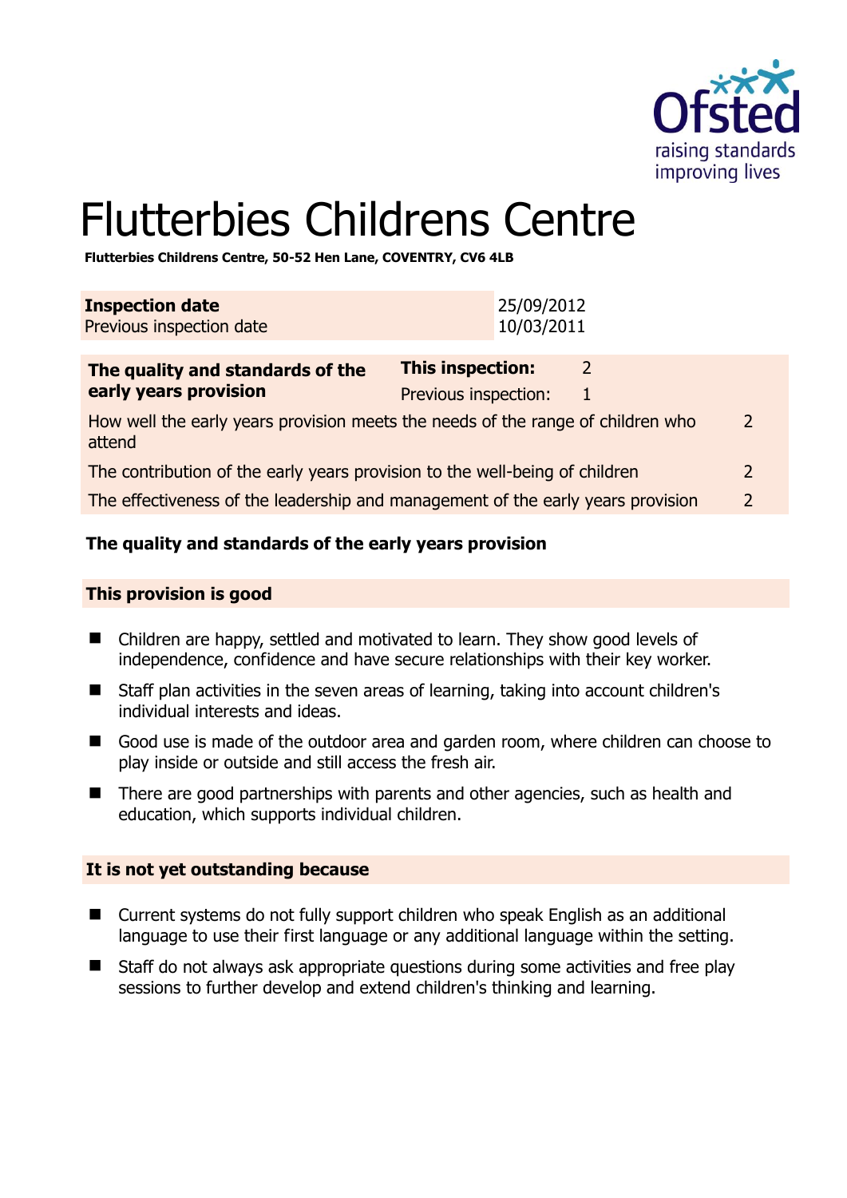# Flutterbies Childrens Centre

**Flutterbies Childrens Centre, 50-52 Hen Lane, COVENTRY, CV6 4LB**

| **Inspection date** | 25/09/2012 |
|---|---|
| Previous inspection date | 10/03/2011 |

| **The quality and standards of the early years provision** | **This inspection:** | 2 |
|---|---|---|
| | Previous inspection: | 1 |
| How well the early years provision meets the needs of the range of children who attend | | 2 |
| The contribution of the early years provision to the well-being of children | | 2 |
| The effectiveness of the leadership and management of the early years provision | | 2 |

### The quality and standards of the early years provision

#### This provision is good

- Children are happy, settled and motivated to learn. They show good levels of independence, confidence and have secure relationships with their key worker.
- Staff plan activities in the seven areas of learning, taking into account children's individual interests and ideas.
- Good use is made of the outdoor area and garden room, where children can choose to play inside or outside and still access the fresh air.
- There are good partnerships with parents and other agencies, such as health and education, which supports individual children.

#### It is not yet outstanding because

- Current systems do not fully support children who speak English as an additional language to use their first language or any additional language within the setting.
- Staff do not always ask appropriate questions during some activities and free play sessions to further develop and extend children's thinking and learning.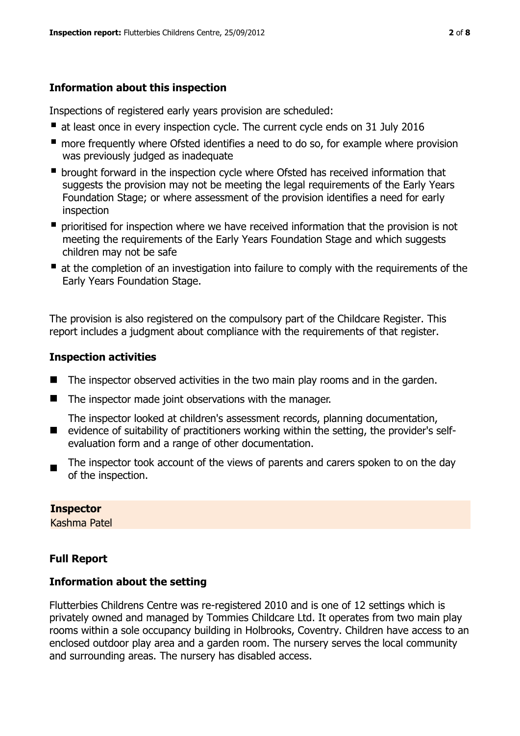### Information about this inspection

Inspections of registered early years provision are scheduled:

- at least once in every inspection cycle. The current cycle ends on 31 July 2016
- more frequently where Ofsted identifies a need to do so, for example where provision was previously judged as inadequate
- brought forward in the inspection cycle where Ofsted has received information that suggests the provision may not be meeting the legal requirements of the Early Years Foundation Stage; or where assessment of the provision identifies a need for early inspection
- prioritised for inspection where we have received information that the provision is not meeting the requirements of the Early Years Foundation Stage and which suggests children may not be safe
- at the completion of an investigation into failure to comply with the requirements of the Early Years Foundation Stage.

The provision is also registered on the compulsory part of the Childcare Register. This report includes a judgment about compliance with the requirements of that register.

### Inspection activities

- The inspector observed activities in the two main play rooms and in the garden.
- The inspector made joint observations with the manager.
- The inspector looked at children's assessment records, planning documentation, evidence of suitability of practitioners working within the setting, the provider's self-evaluation form and a range of other documentation.
- The inspector took account of the views of parents and carers spoken to on the day of the inspection.

**Inspector**
Kashma Patel

### Full Report

### Information about the setting

Flutterbies Childrens Centre was re-registered 2010 and is one of 12 settings which is privately owned and managed by Tommies Childcare Ltd. It operates from two main play rooms within a sole occupancy building in Holbrooks, Coventry. Children have access to an enclosed outdoor play area and a garden room. The nursery serves the local community and surrounding areas. The nursery has disabled access.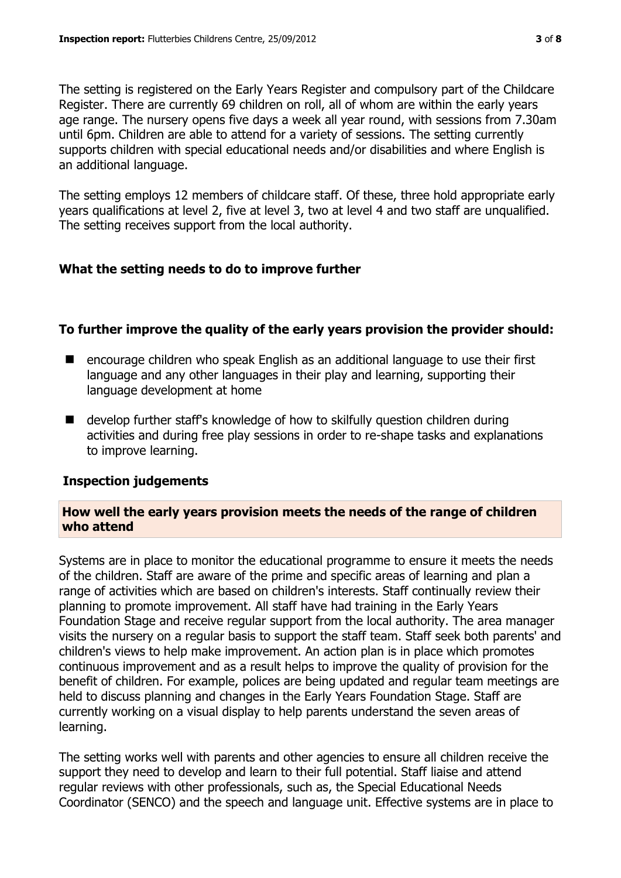The setting is registered on the Early Years Register and compulsory part of the Childcare Register. There are currently 69 children on roll, all of whom are within the early years age range. The nursery opens five days a week all year round, with sessions from 7.30am until 6pm. Children are able to attend for a variety of sessions. The setting currently supports children with special educational needs and/or disabilities and where English is an additional language.

The setting employs 12 members of childcare staff. Of these, three hold appropriate early years qualifications at level 2, five at level 3, two at level 4 and two staff are unqualified. The setting receives support from the local authority.

## What the setting needs to do to improve further

### To further improve the quality of the early years provision the provider should:

- encourage children who speak English as an additional language to use their first language and any other languages in their play and learning, supporting their language development at home
- develop further staff's knowledge of how to skilfully question children during activities and during free play sessions in order to re-shape tasks and explanations to improve learning.

## Inspection judgements

### How well the early years provision meets the needs of the range of children who attend

Systems are in place to monitor the educational programme to ensure it meets the needs of the children. Staff are aware of the prime and specific areas of learning and plan a range of activities which are based on children's interests. Staff continually review their planning to promote improvement. All staff have had training in the Early Years Foundation Stage and receive regular support from the local authority. The area manager visits the nursery on a regular basis to support the staff team. Staff seek both parents' and children's views to help make improvement. An action plan is in place which promotes continuous improvement and as a result helps to improve the quality of provision for the benefit of children. For example, polices are being updated and regular team meetings are held to discuss planning and changes in the Early Years Foundation Stage. Staff are currently working on a visual display to help parents understand the seven areas of learning.

The setting works well with parents and other agencies to ensure all children receive the support they need to develop and learn to their full potential. Staff liaise and attend regular reviews with other professionals, such as, the Special Educational Needs Coordinator (SENCO) and the speech and language unit. Effective systems are in place to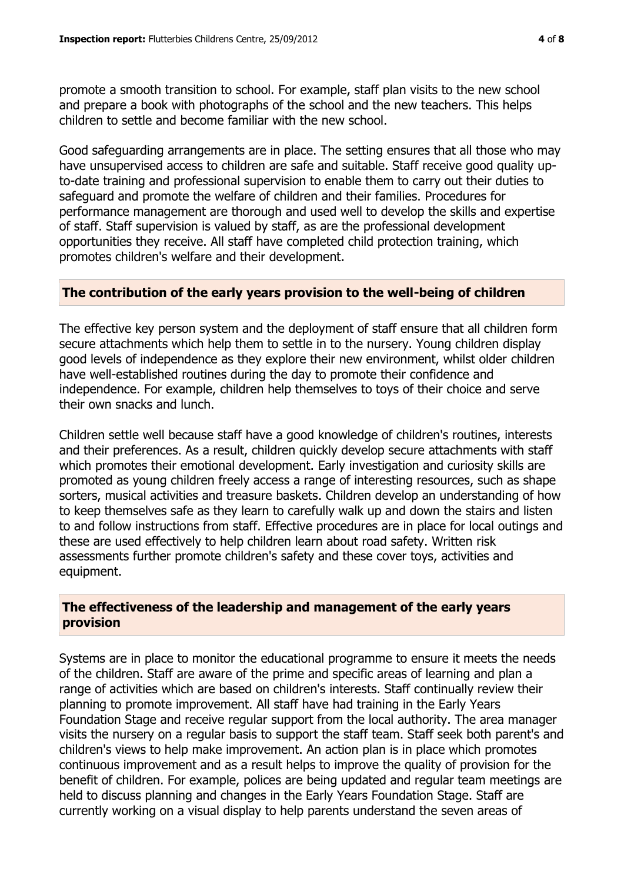promote a smooth transition to school. For example, staff plan visits to the new school and prepare a book with photographs of the school and the new teachers. This helps children to settle and become familiar with the new school.

Good safeguarding arrangements are in place. The setting ensures that all those who may have unsupervised access to children are safe and suitable. Staff receive good quality up-to-date training and professional supervision to enable them to carry out their duties to safeguard and promote the welfare of children and their families. Procedures for performance management are thorough and used well to develop the skills and expertise of staff. Staff supervision is valued by staff, as are the professional development opportunities they receive. All staff have completed child protection training, which promotes children's welfare and their development.

## The contribution of the early years provision to the well-being of children

The effective key person system and the deployment of staff ensure that all children form secure attachments which help them to settle in to the nursery. Young children display good levels of independence as they explore their new environment, whilst older children have well-established routines during the day to promote their confidence and independence. For example, children help themselves to toys of their choice and serve their own snacks and lunch.

Children settle well because staff have a good knowledge of children's routines, interests and their preferences. As a result, children quickly develop secure attachments with staff which promotes their emotional development. Early investigation and curiosity skills are promoted as young children freely access a range of interesting resources, such as shape sorters, musical activities and treasure baskets. Children develop an understanding of how to keep themselves safe as they learn to carefully walk up and down the stairs and listen to and follow instructions from staff. Effective procedures are in place for local outings and these are used effectively to help children learn about road safety. Written risk assessments further promote children's safety and these cover toys, activities and equipment.

## The effectiveness of the leadership and management of the early years provision

Systems are in place to monitor the educational programme to ensure it meets the needs of the children. Staff are aware of the prime and specific areas of learning and plan a range of activities which are based on children's interests. Staff continually review their planning to promote improvement. All staff have had training in the Early Years Foundation Stage and receive regular support from the local authority. The area manager visits the nursery on a regular basis to support the staff team. Staff seek both parent's and children's views to help make improvement. An action plan is in place which promotes continuous improvement and as a result helps to improve the quality of provision for the benefit of children. For example, polices are being updated and regular team meetings are held to discuss planning and changes in the Early Years Foundation Stage. Staff are currently working on a visual display to help parents understand the seven areas of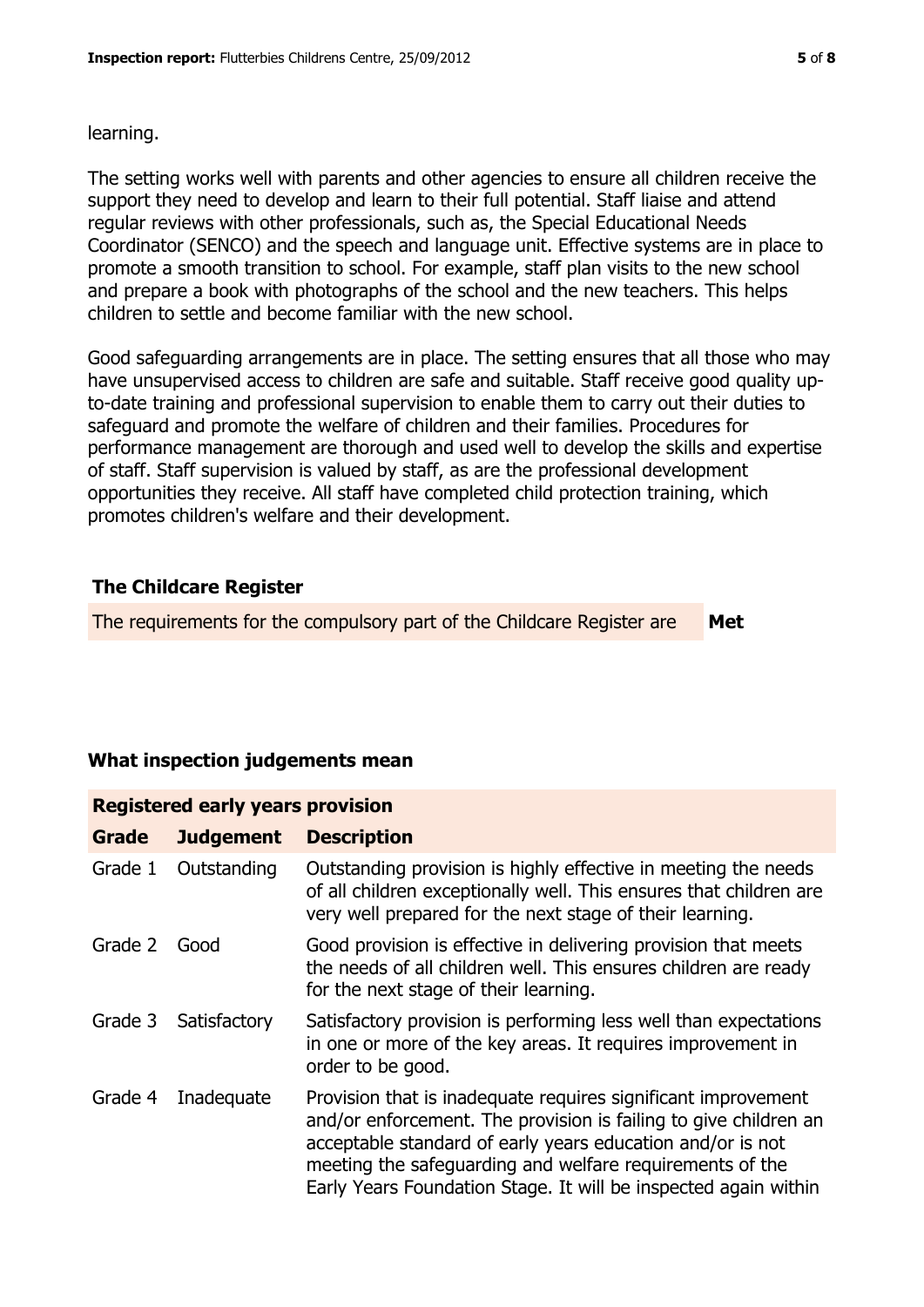learning.

The setting works well with parents and other agencies to ensure all children receive the support they need to develop and learn to their full potential. Staff liaise and attend regular reviews with other professionals, such as, the Special Educational Needs Coordinator (SENCO) and the speech and language unit. Effective systems are in place to promote a smooth transition to school. For example, staff plan visits to the new school and prepare a book with photographs of the school and the new teachers. This helps children to settle and become familiar with the new school.

Good safeguarding arrangements are in place. The setting ensures that all those who may have unsupervised access to children are safe and suitable. Staff receive good quality up-to-date training and professional supervision to enable them to carry out their duties to safeguard and promote the welfare of children and their families. Procedures for performance management are thorough and used well to develop the skills and expertise of staff. Staff supervision is valued by staff, as are the professional development opportunities they receive. All staff have completed child protection training, which promotes children's welfare and their development.

## The Childcare Register

| The requirements for the compulsory part of the Childcare Register are | **Met** |
|---|---|

## What inspection judgements mean

| **Registered early years provision** | | |
|---|---|---|
| **Grade** | **Judgement** | **Description** |
| Grade 1 | Outstanding | Outstanding provision is highly effective in meeting the needs of all children exceptionally well. This ensures that children are very well prepared for the next stage of their learning. |
| Grade 2 | Good | Good provision is effective in delivering provision that meets the needs of all children well. This ensures children are ready for the next stage of their learning. |
| Grade 3 | Satisfactory | Satisfactory provision is performing less well than expectations in one or more of the key areas. It requires improvement in order to be good. |
| Grade 4 | Inadequate | Provision that is inadequate requires significant improvement and/or enforcement. The provision is failing to give children an acceptable standard of early years education and/or is not meeting the safeguarding and welfare requirements of the Early Years Foundation Stage. It will be inspected again within |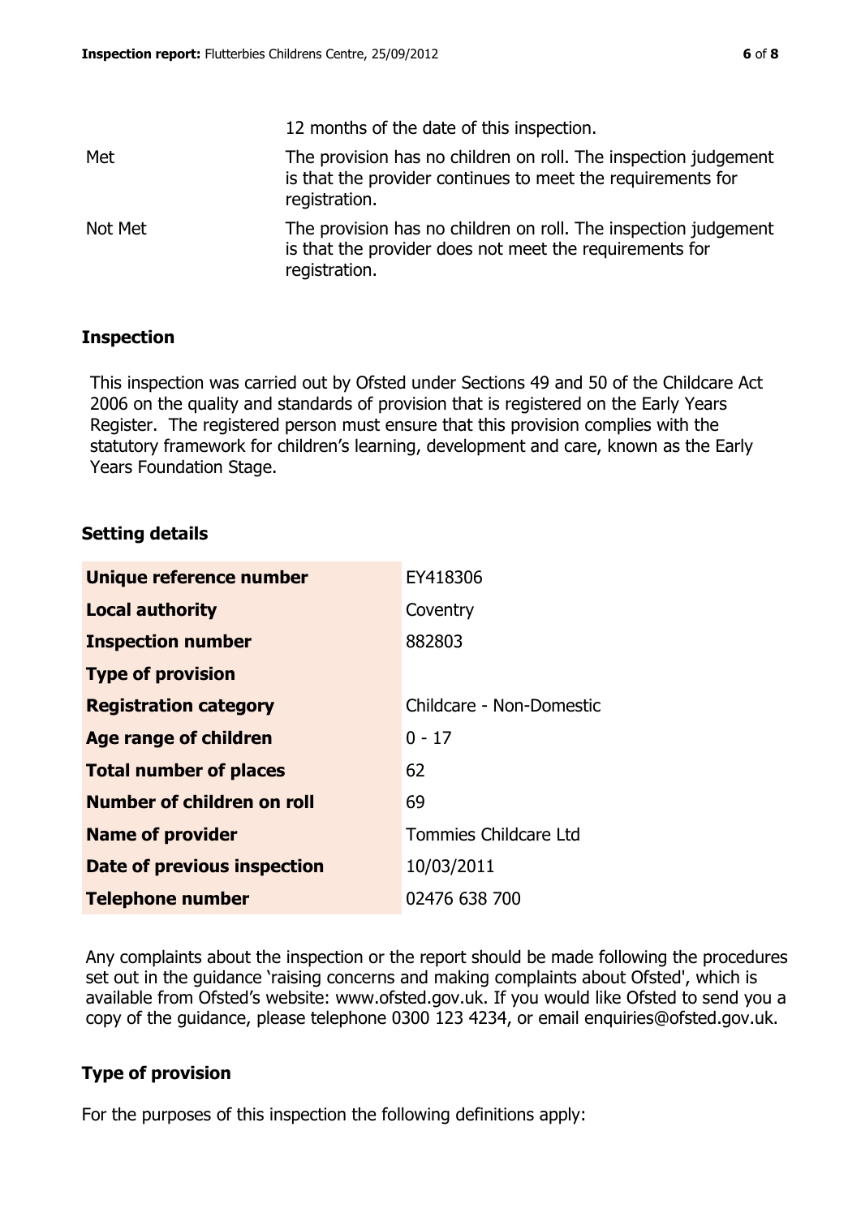|  | 12 months of the date of this inspection. |
| --- | --- |
| Met | The provision has no children on roll. The inspection judgement is that the provider continues to meet the requirements for registration. |
| Not Met | The provision has no children on roll. The inspection judgement is that the provider does not meet the requirements for registration. |

## Inspection

This inspection was carried out by Ofsted under Sections 49 and 50 of the Childcare Act 2006 on the quality and standards of provision that is registered on the Early Years Register. The registered person must ensure that this provision complies with the statutory framework for children's learning, development and care, known as the Early Years Foundation Stage.

## Setting details

| | |
| --- | --- |
| **Unique reference number** | EY418306 |
| **Local authority** | Coventry |
| **Inspection number** | 882803 |
| **Type of provision** | |
| **Registration category** | Childcare - Non-Domestic |
| **Age range of children** | 0 - 17 |
| **Total number of places** | 62 |
| **Number of children on roll** | 69 |
| **Name of provider** | Tommies Childcare Ltd |
| **Date of previous inspection** | 10/03/2011 |
| **Telephone number** | 02476 638 700 |

Any complaints about the inspection or the report should be made following the procedures set out in the guidance 'raising concerns and making complaints about Ofsted', which is available from Ofsted's website: www.ofsted.gov.uk. If you would like Ofsted to send you a copy of the guidance, please telephone 0300 123 4234, or email enquiries@ofsted.gov.uk.

## Type of provision

For the purposes of this inspection the following definitions apply: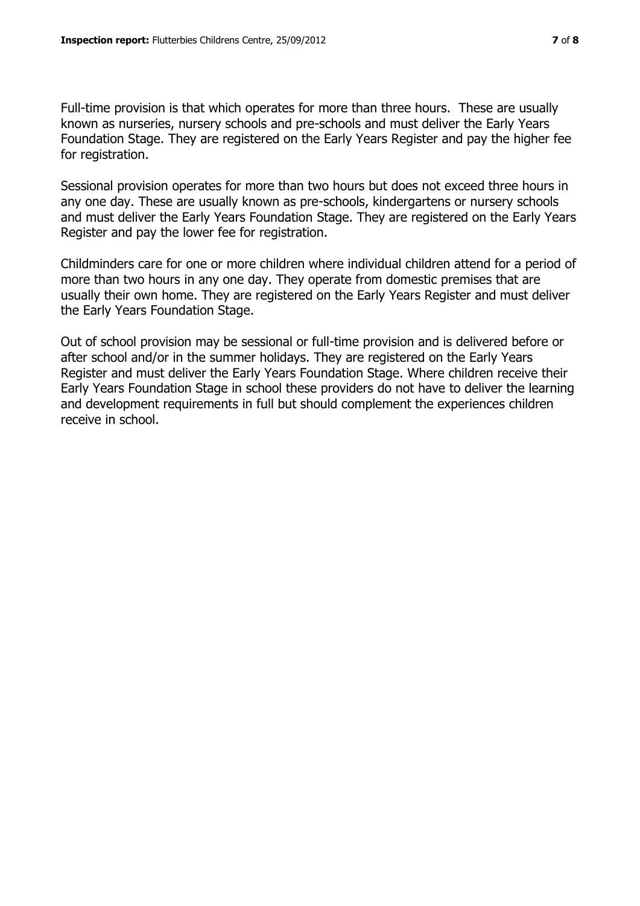Full-time provision is that which operates for more than three hours. These are usually known as nurseries, nursery schools and pre-schools and must deliver the Early Years Foundation Stage. They are registered on the Early Years Register and pay the higher fee for registration.

Sessional provision operates for more than two hours but does not exceed three hours in any one day. These are usually known as pre-schools, kindergartens or nursery schools and must deliver the Early Years Foundation Stage. They are registered on the Early Years Register and pay the lower fee for registration.

Childminders care for one or more children where individual children attend for a period of more than two hours in any one day. They operate from domestic premises that are usually their own home. They are registered on the Early Years Register and must deliver the Early Years Foundation Stage.

Out of school provision may be sessional or full-time provision and is delivered before or after school and/or in the summer holidays. They are registered on the Early Years Register and must deliver the Early Years Foundation Stage. Where children receive their Early Years Foundation Stage in school these providers do not have to deliver the learning and development requirements in full but should complement the experiences children receive in school.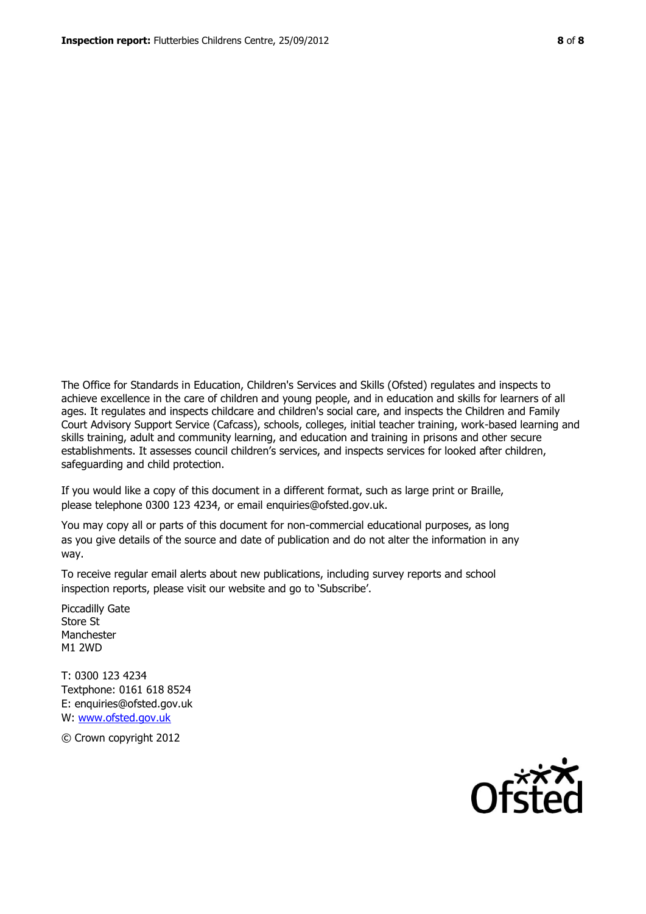The Office for Standards in Education, Children's Services and Skills (Ofsted) regulates and inspects to achieve excellence in the care of children and young people, and in education and skills for learners of all ages. It regulates and inspects childcare and children's social care, and inspects the Children and Family Court Advisory Support Service (Cafcass), schools, colleges, initial teacher training, work-based learning and skills training, adult and community learning, and education and training in prisons and other secure establishments. It assesses council children's services, and inspects services for looked after children, safeguarding and child protection.

If you would like a copy of this document in a different format, such as large print or Braille, please telephone 0300 123 4234, or email enquiries@ofsted.gov.uk.

You may copy all or parts of this document for non-commercial educational purposes, as long as you give details of the source and date of publication and do not alter the information in any way.

To receive regular email alerts about new publications, including survey reports and school inspection reports, please visit our website and go to 'Subscribe'.

Piccadilly Gate
Store St
Manchester
M1 2WD

T: 0300 123 4234
Textphone: 0161 618 8524
E: enquiries@ofsted.gov.uk
W: www.ofsted.gov.uk

© Crown copyright 2012